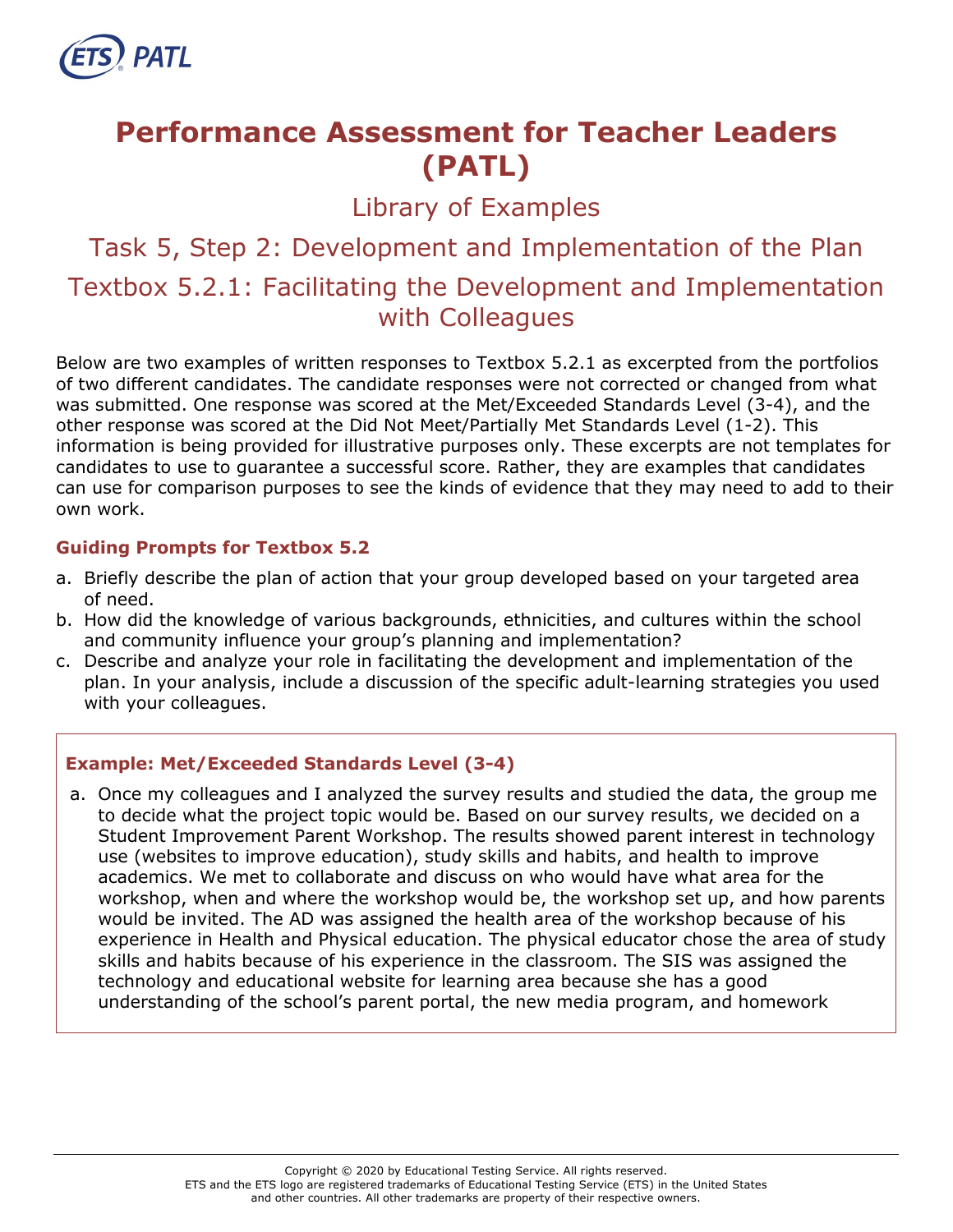# Performance Assessment for Teacher Leaders (PATL)

## Library of Examples

## Task 5, Step 2: Development and Implementation of the Plan

## Textbox 5.2.1: Facilitating the Development and Implementation with Colleagues

Below are two examples of written responses to Textbox 5.2.1 as excerpted from the portfolios of two different candidates. The candidate responses were not corrected or changed from what was submitted. One response was scored at the Met/Exceeded Standards Level (3-4), and the other response was scored at the Did Not Meet/Partially Met Standards Level (1-2). This information is being provided for illustrative purposes only. These excerpts are not templates for candidates to use to guarantee a successful score. Rather, they are examples that candidates can use for comparison purposes to see the kinds of evidence that they may need to add to their own work.

### Guiding Prompts for Textbox 5.2

a. Briefly describe the plan of action that your group developed based on your targeted area of need.
b. How did the knowledge of various backgrounds, ethnicities, and cultures within the school and community influence your group's planning and implementation?
c. Describe and analyze your role in facilitating the development and implementation of the plan. In your analysis, include a discussion of the specific adult-learning strategies you used with your colleagues.

### Example: Met/Exceeded Standards Level (3-4)

a. Once my colleagues and I analyzed the survey results and studied the data, the group me to decide what the project topic would be. Based on our survey results, we decided on a Student Improvement Parent Workshop. The results showed parent interest in technology use (websites to improve education), study skills and habits, and health to improve academics. We met to collaborate and discuss on who would have what area for the workshop, when and where the workshop would be, the workshop set up, and how parents would be invited. The AD was assigned the health area of the workshop because of his experience in Health and Physical education. The physical educator chose the area of study skills and habits because of his experience in the classroom. The SIS was assigned the technology and educational website for learning area because she has a good understanding of the school's parent portal, the new media program, and homework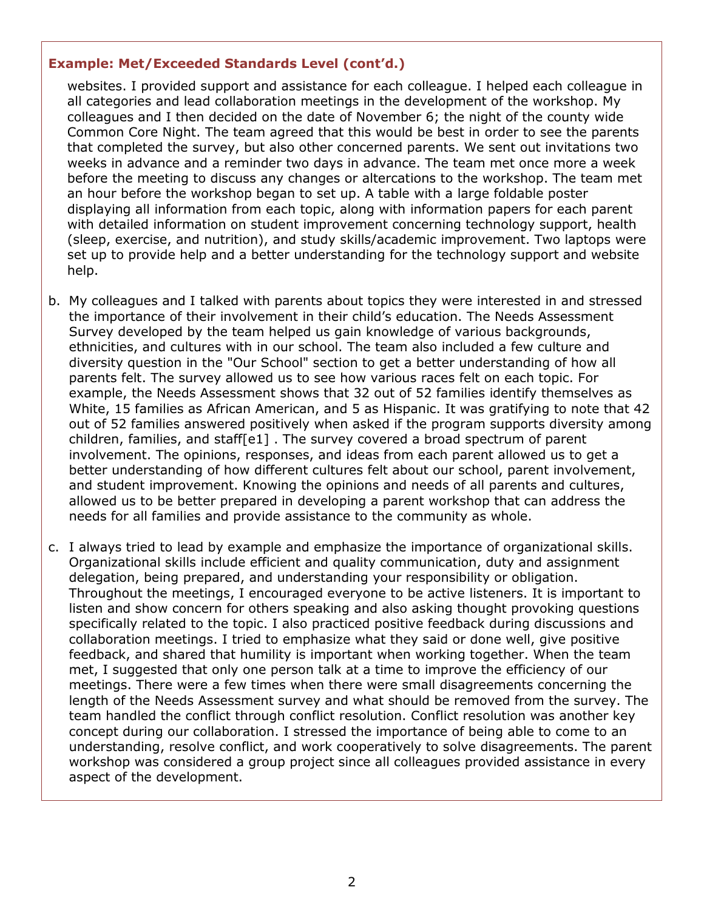### Example: Met/Exceeded Standards Level (cont'd.)

websites. I provided support and assistance for each colleague. I helped each colleague in all categories and lead collaboration meetings in the development of the workshop. My colleagues and I then decided on the date of November 6; the night of the county wide Common Core Night. The team agreed that this would be best in order to see the parents that completed the survey, but also other concerned parents. We sent out invitations two weeks in advance and a reminder two days in advance. The team met once more a week before the meeting to discuss any changes or altercations to the workshop. The team met an hour before the workshop began to set up. A table with a large foldable poster displaying all information from each topic, along with information papers for each parent with detailed information on student improvement concerning technology support, health (sleep, exercise, and nutrition), and study skills/academic improvement. Two laptops were set up to provide help and a better understanding for the technology support and website help.

b. My colleagues and I talked with parents about topics they were interested in and stressed the importance of their involvement in their child's education. The Needs Assessment Survey developed by the team helped us gain knowledge of various backgrounds, ethnicities, and cultures with in our school. The team also included a few culture and diversity question in the "Our School" section to get a better understanding of how all parents felt. The survey allowed us to see how various races felt on each topic. For example, the Needs Assessment shows that 32 out of 52 families identify themselves as White, 15 families as African American, and 5 as Hispanic. It was gratifying to note that 42 out of 52 families answered positively when asked if the program supports diversity among children, families, and staff[e1] . The survey covered a broad spectrum of parent involvement. The opinions, responses, and ideas from each parent allowed us to get a better understanding of how different cultures felt about our school, parent involvement, and student improvement. Knowing the opinions and needs of all parents and cultures, allowed us to be better prepared in developing a parent workshop that can address the needs for all families and provide assistance to the community as whole.

c. I always tried to lead by example and emphasize the importance of organizational skills. Organizational skills include efficient and quality communication, duty and assignment delegation, being prepared, and understanding your responsibility or obligation. Throughout the meetings, I encouraged everyone to be active listeners. It is important to listen and show concern for others speaking and also asking thought provoking questions specifically related to the topic. I also practiced positive feedback during discussions and collaboration meetings. I tried to emphasize what they said or done well, give positive feedback, and shared that humility is important when working together. When the team met, I suggested that only one person talk at a time to improve the efficiency of our meetings. There were a few times when there were small disagreements concerning the length of the Needs Assessment survey and what should be removed from the survey. The team handled the conflict through conflict resolution. Conflict resolution was another key concept during our collaboration. I stressed the importance of being able to come to an understanding, resolve conflict, and work cooperatively to solve disagreements. The parent workshop was considered a group project since all colleagues provided assistance in every aspect of the development.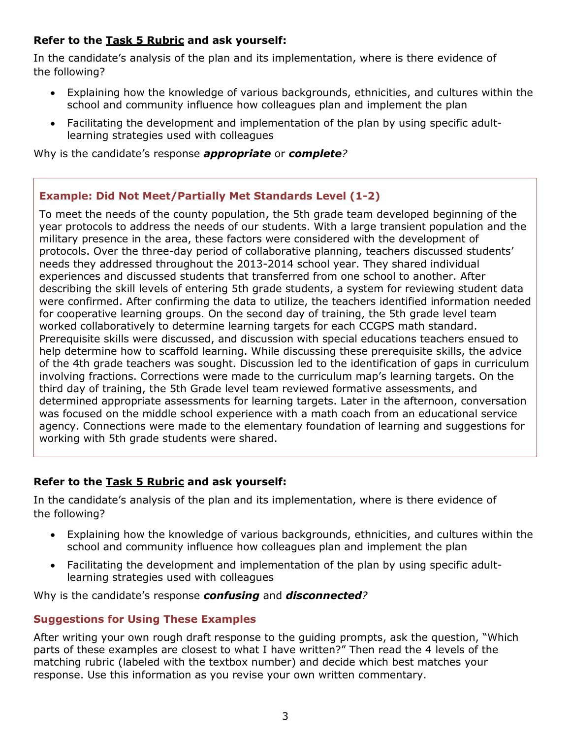**Refer to the Task 5 Rubric and ask yourself:**

In the candidate's analysis of the plan and its implementation, where is there evidence of the following?

- Explaining how the knowledge of various backgrounds, ethnicities, and cultures within the school and community influence how colleagues plan and implement the plan
- Facilitating the development and implementation of the plan by using specific adult-learning strategies used with colleagues

Why is the candidate's response ***appropriate*** or ***complete****?*

### Example: Did Not Meet/Partially Met Standards Level (1-2)

To meet the needs of the county population, the 5th grade team developed beginning of the year protocols to address the needs of our students. With a large transient population and the military presence in the area, these factors were considered with the development of protocols. Over the three-day period of collaborative planning, teachers discussed students' needs they addressed throughout the 2013-2014 school year. They shared individual experiences and discussed students that transferred from one school to another. After describing the skill levels of entering 5th grade students, a system for reviewing student data were confirmed. After confirming the data to utilize, the teachers identified information needed for cooperative learning groups. On the second day of training, the 5th grade level team worked collaboratively to determine learning targets for each CCGPS math standard. Prerequisite skills were discussed, and discussion with special educations teachers ensued to help determine how to scaffold learning. While discussing these prerequisite skills, the advice of the 4th grade teachers was sought. Discussion led to the identification of gaps in curriculum involving fractions. Corrections were made to the curriculum map's learning targets. On the third day of training, the 5th Grade level team reviewed formative assessments, and determined appropriate assessments for learning targets. Later in the afternoon, conversation was focused on the middle school experience with a math coach from an educational service agency. Connections were made to the elementary foundation of learning and suggestions for working with 5th grade students were shared.

**Refer to the Task 5 Rubric and ask yourself:**

In the candidate's analysis of the plan and its implementation, where is there evidence of the following?

- Explaining how the knowledge of various backgrounds, ethnicities, and cultures within the school and community influence how colleagues plan and implement the plan
- Facilitating the development and implementation of the plan by using specific adult-learning strategies used with colleagues

Why is the candidate's response ***confusing*** and ***disconnected****?*

### Suggestions for Using These Examples

After writing your own rough draft response to the guiding prompts, ask the question, "Which parts of these examples are closest to what I have written?" Then read the 4 levels of the matching rubric (labeled with the textbox number) and decide which best matches your response. Use this information as you revise your own written commentary.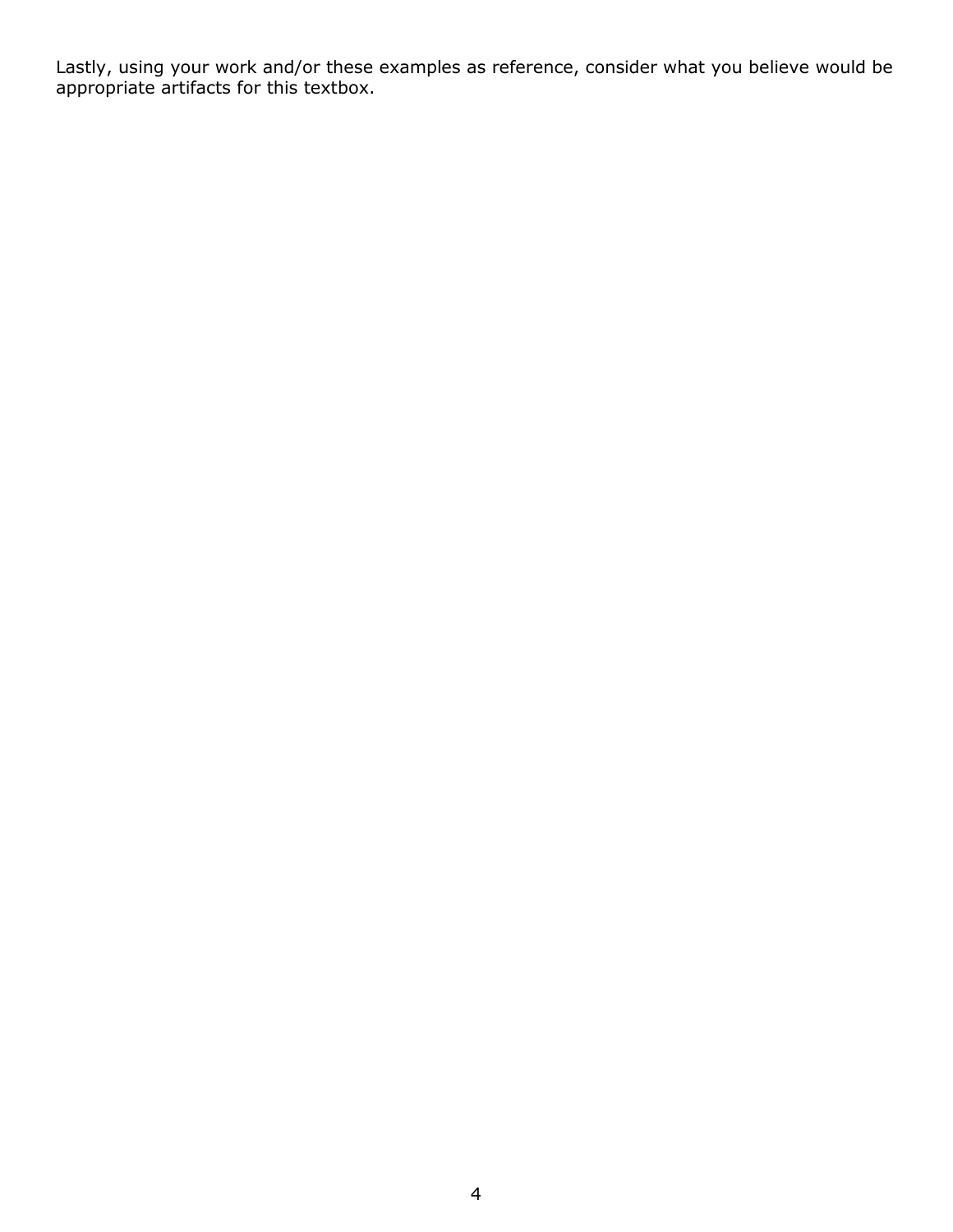Lastly, using your work and/or these examples as reference, consider what you believe would be appropriate artifacts for this textbox.